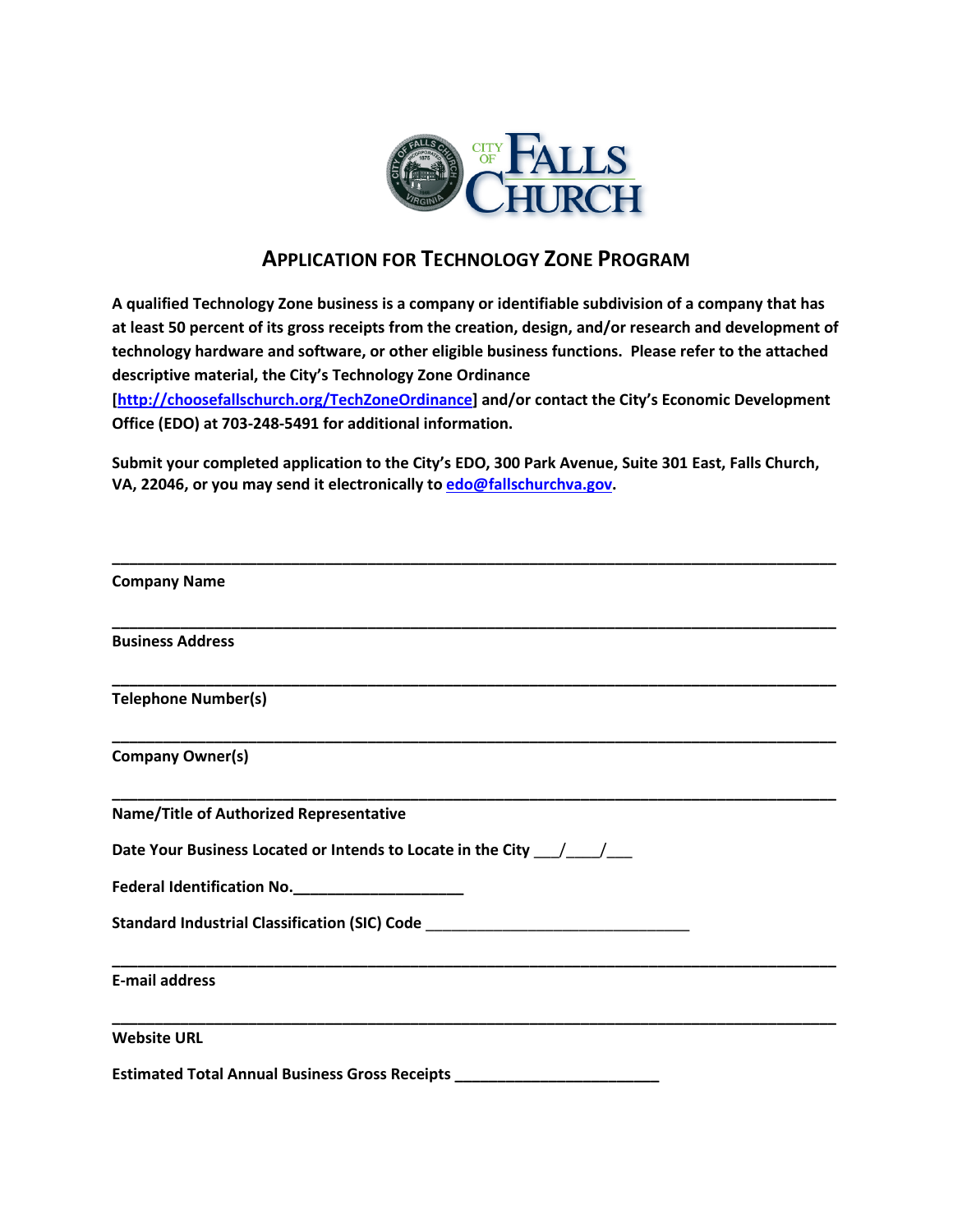CITY OF FALLS CHURCH

# APPLICATION FOR TECHNOLOGY ZONE PROGRAM

**A qualified Technology Zone business is a company or identifiable subdivision of a company that has at least 50 percent of its gross receipts from the creation, design, and/or research and development of technology hardware and software, or other eligible business functions. Please refer to the attached descriptive material, the City's Technology Zone Ordinance [http://choosefallschurch.org/TechZoneOrdinance] and/or contact the City's Economic Development Office (EDO) at 703-248-5491 for additional information.**

**Submit your completed application to the City's EDO, 300 Park Avenue, Suite 301 East, Falls Church, VA, 22046, or you may send it electronically to edo@fallschurchva.gov.**

______________________________________________________________________________

**Company Name**

______________________________________________________________________________

**Business Address**

______________________________________________________________________________

**Telephone Number(s)**

______________________________________________________________________________

**Company Owner(s)**

______________________________________________________________________________

**Name/Title of Authorized Representative**

**Date Your Business Located or Intends to Locate in the City** ___/____/___

**Federal Identification No.**____________________

**Standard Industrial Classification (SIC) Code** _______________________________

______________________________________________________________________________

**E-mail address**

______________________________________________________________________________

**Website URL**

**Estimated Total Annual Business Gross Receipts** ________________________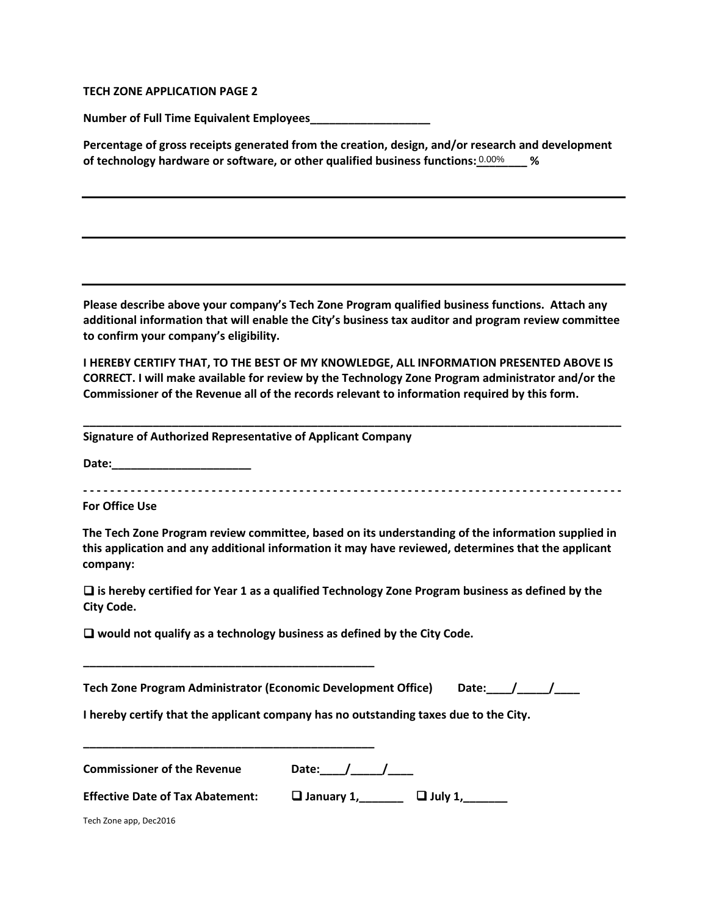**TECH ZONE APPLICATION PAGE 2**

**Number of Full Time Equivalent Employees___________________**

**Percentage of gross receipts generated from the creation, design, and/or research and development of technology hardware or software, or other qualified business functions:** 0.00% **%**

---

---

---

**Please describe above your company's Tech Zone Program qualified business functions. Attach any additional information that will enable the City's business tax auditor and program review committee to confirm your company's eligibility.**

**I HEREBY CERTIFY THAT, TO THE BEST OF MY KNOWLEDGE, ALL INFORMATION PRESENTED ABOVE IS CORRECT. I will make available for review by the Technology Zone Program administrator and/or the Commissioner of the Revenue all of the records relevant to information required by this form.**

_____________________________________________________________________________________

**Signature of Authorized Representative of Applicant Company**

**Date:______________________**

- - - - - - - - - - - - - - - - - - - - - - - - - - - - - - - - - - - - - - - - - - - - - - - - - - - - - - - - - - - - - - - - - - - - - - - - - - - - - -

**For Office Use**

**The Tech Zone Program review committee, based on its understanding of the information supplied in this application and any additional information it may have reviewed, determines that the applicant company:**

❑ **is hereby certified for Year 1 as a qualified Technology Zone Program business as defined by the City Code.**

❑ **would not qualify as a technology business as defined by the City Code.**

_______________________________________________

**Tech Zone Program Administrator (Economic Development Office)     Date:____/_____/____**

**I hereby certify that the applicant company has no outstanding taxes due to the City.**

_______________________________________________

**Commissioner of the Revenue     Date:____/_____/____**

**Effective Date of Tax Abatement:     ❑ January 1,_______     ❑ July 1,_______**

Tech Zone app, Dec2016